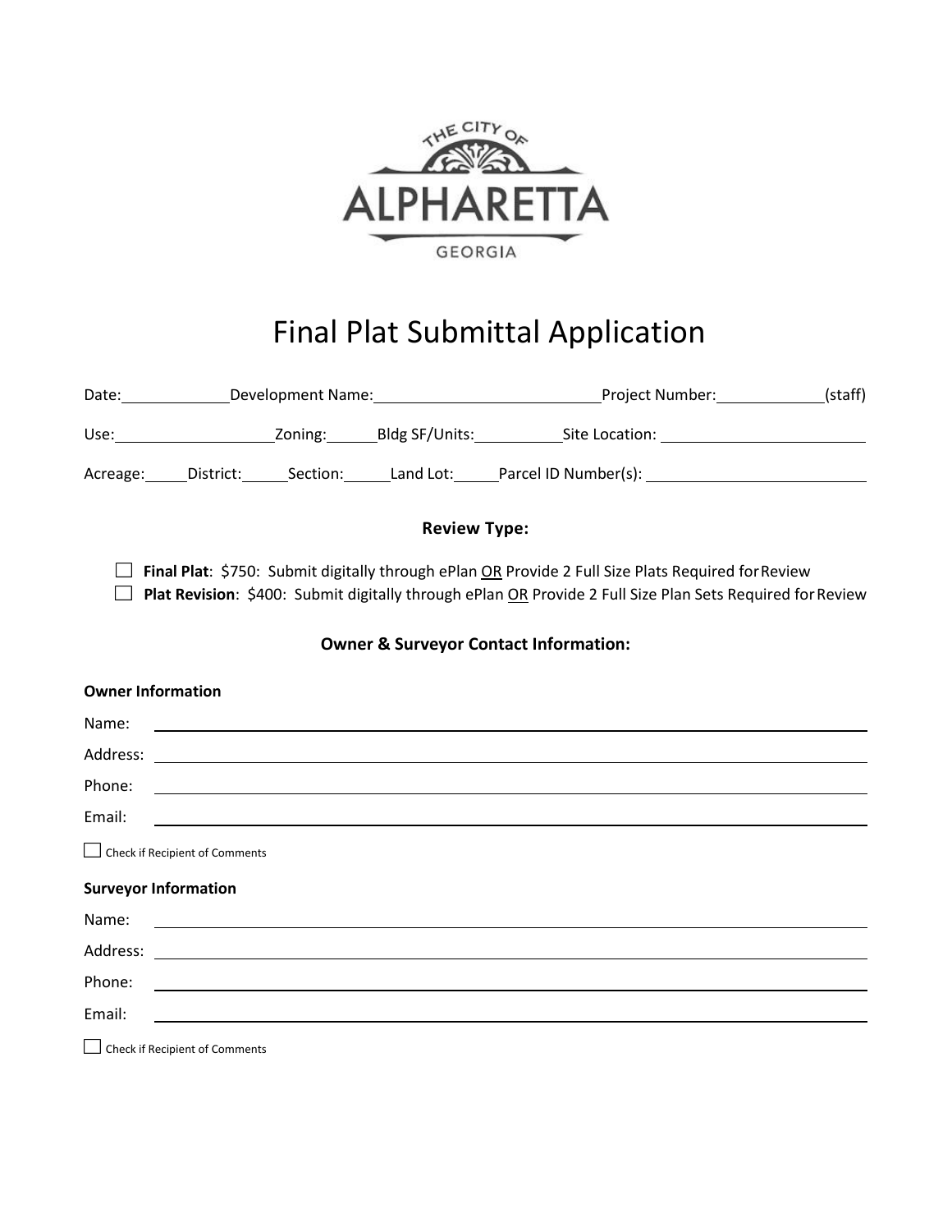THE CITY OF

ALPHARETTA

GEORGIA

# Final Plat Submittal Application

Date:\_\_\_\_\_\_\_\_\_\_ Development Name:\_\_\_\_\_\_\_\_\_\_\_\_\_\_\_\_\_\_\_\_\_\_ Project Number:\_\_\_\_\_\_\_\_\_\_ (staff)

Use:\_\_\_\_\_\_\_\_\_\_\_\_\_\_\_ Zoning:\_\_\_\_\_ Bldg SF/Units:\_\_\_\_\_\_\_\_\_ Site Location: \_\_\_\_\_\_\_\_\_\_\_\_\_\_\_\_\_\_\_\_

Acreage:\_\_\_\_ District:\_\_\_\_ Section:\_\_\_\_ Land Lot:\_\_\_\_ Parcel ID Number(s): \_\_\_\_\_\_\_\_\_\_\_\_\_\_\_\_\_\_\_\_

### Review Type:

- ☐ **Final Plat**: $750: Submit digitally through ePlan OR Provide 2 Full Size Plats Required for Review
- ☐ **Plat Revision**: $400: Submit digitally through ePlan OR Provide 2 Full Size Plan Sets Required for Review

### Owner & Surveyor Contact Information:

**Owner Information**

Name: \_\_\_\_\_\_\_\_\_\_\_\_\_\_\_\_\_\_\_\_\_\_\_\_\_\_\_\_\_\_\_\_\_\_\_\_\_\_\_\_

Address: \_\_\_\_\_\_\_\_\_\_\_\_\_\_\_\_\_\_\_\_\_\_\_\_\_\_\_\_\_\_\_\_\_\_\_\_\_\_\_\_

Phone: \_\_\_\_\_\_\_\_\_\_\_\_\_\_\_\_\_\_\_\_\_\_\_\_\_\_\_\_\_\_\_\_\_\_\_\_\_\_\_\_

Email: \_\_\_\_\_\_\_\_\_\_\_\_\_\_\_\_\_\_\_\_\_\_\_\_\_\_\_\_\_\_\_\_\_\_\_\_\_\_\_\_

☐ Check if Recipient of Comments

**Surveyor Information**

Name: \_\_\_\_\_\_\_\_\_\_\_\_\_\_\_\_\_\_\_\_\_\_\_\_\_\_\_\_\_\_\_\_\_\_\_\_\_\_\_\_

Address: \_\_\_\_\_\_\_\_\_\_\_\_\_\_\_\_\_\_\_\_\_\_\_\_\_\_\_\_\_\_\_\_\_\_\_\_\_\_\_\_

Phone: \_\_\_\_\_\_\_\_\_\_\_\_\_\_\_\_\_\_\_\_\_\_\_\_\_\_\_\_\_\_\_\_\_\_\_\_\_\_\_\_

Email: \_\_\_\_\_\_\_\_\_\_\_\_\_\_\_\_\_\_\_\_\_\_\_\_\_\_\_\_\_\_\_\_\_\_\_\_\_\_\_\_

☐ Check if Recipient of Comments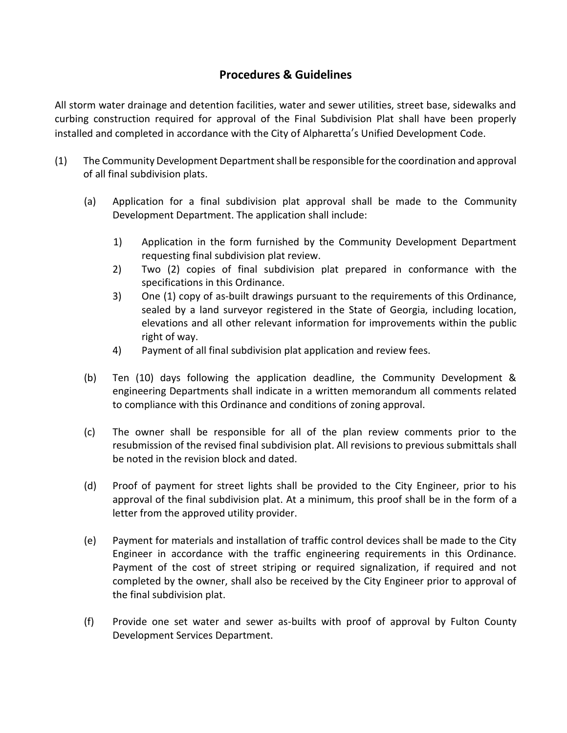## Procedures & Guidelines

All storm water drainage and detention facilities, water and sewer utilities, street base, sidewalks and curbing construction required for approval of the Final Subdivision Plat shall have been properly installed and completed in accordance with the City of Alpharetta's Unified Development Code.

(1) The Community Development Department shall be responsible for the coordination and approval of all final subdivision plats.

  (a) Application for a final subdivision plat approval shall be made to the Community Development Department. The application shall include:

    1) Application in the form furnished by the Community Development Department requesting final subdivision plat review.
    2) Two (2) copies of final subdivision plat prepared in conformance with the specifications in this Ordinance.
    3) One (1) copy of as-built drawings pursuant to the requirements of this Ordinance, sealed by a land surveyor registered in the State of Georgia, including location, elevations and all other relevant information for improvements within the public right of way.
    4) Payment of all final subdivision plat application and review fees.

  (b) Ten (10) days following the application deadline, the Community Development & engineering Departments shall indicate in a written memorandum all comments related to compliance with this Ordinance and conditions of zoning approval.

  (c) The owner shall be responsible for all of the plan review comments prior to the resubmission of the revised final subdivision plat. All revisions to previous submittals shall be noted in the revision block and dated.

  (d) Proof of payment for street lights shall be provided to the City Engineer, prior to his approval of the final subdivision plat. At a minimum, this proof shall be in the form of a letter from the approved utility provider.

  (e) Payment for materials and installation of traffic control devices shall be made to the City Engineer in accordance with the traffic engineering requirements in this Ordinance. Payment of the cost of street striping or required signalization, if required and not completed by the owner, shall also be received by the City Engineer prior to approval of the final subdivision plat.

  (f) Provide one set water and sewer as-builts with proof of approval by Fulton County Development Services Department.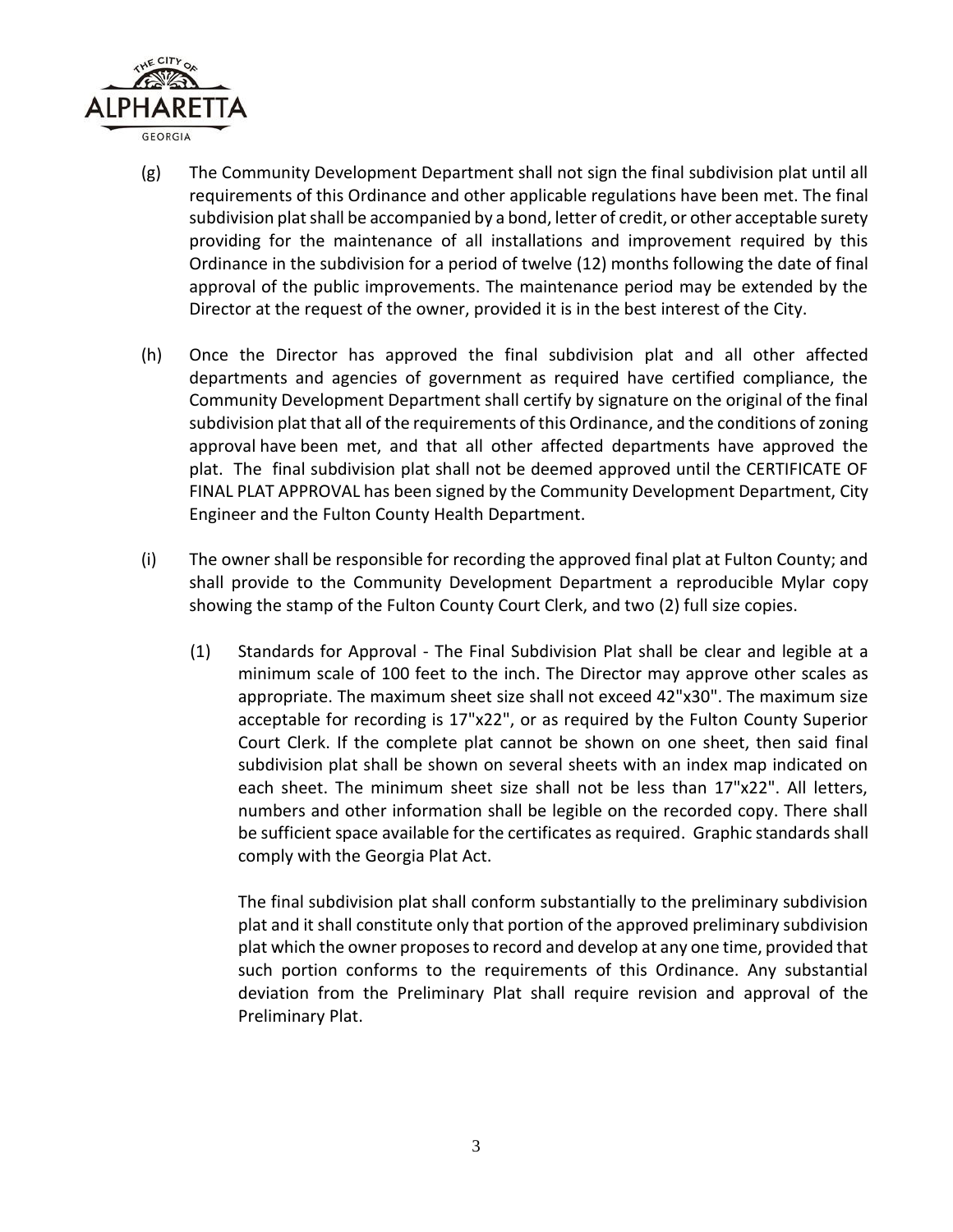(g) The Community Development Department shall not sign the final subdivision plat until all requirements of this Ordinance and other applicable regulations have been met. The final subdivision plat shall be accompanied by a bond, letter of credit, or other acceptable surety providing for the maintenance of all installations and improvement required by this Ordinance in the subdivision for a period of twelve (12) months following the date of final approval of the public improvements. The maintenance period may be extended by the Director at the request of the owner, provided it is in the best interest of the City.

(h) Once the Director has approved the final subdivision plat and all other affected departments and agencies of government as required have certified compliance, the Community Development Department shall certify by signature on the original of the final subdivision plat that all of the requirements of this Ordinance, and the conditions of zoning approval have been met, and that all other affected departments have approved the plat. The final subdivision plat shall not be deemed approved until the CERTIFICATE OF FINAL PLAT APPROVAL has been signed by the Community Development Department, City Engineer and the Fulton County Health Department.

(i) The owner shall be responsible for recording the approved final plat at Fulton County; and shall provide to the Community Development Department a reproducible Mylar copy showing the stamp of the Fulton County Court Clerk, and two (2) full size copies.

(1) Standards for Approval - The Final Subdivision Plat shall be clear and legible at a minimum scale of 100 feet to the inch. The Director may approve other scales as appropriate. The maximum sheet size shall not exceed 42"x30". The maximum size acceptable for recording is 17"x22", or as required by the Fulton County Superior Court Clerk. If the complete plat cannot be shown on one sheet, then said final subdivision plat shall be shown on several sheets with an index map indicated on each sheet. The minimum sheet size shall not be less than 17"x22". All letters, numbers and other information shall be legible on the recorded copy. There shall be sufficient space available for the certificates as required. Graphic standards shall comply with the Georgia Plat Act.

The final subdivision plat shall conform substantially to the preliminary subdivision plat and it shall constitute only that portion of the approved preliminary subdivision plat which the owner proposes to record and develop at any one time, provided that such portion conforms to the requirements of this Ordinance. Any substantial deviation from the Preliminary Plat shall require revision and approval of the Preliminary Plat.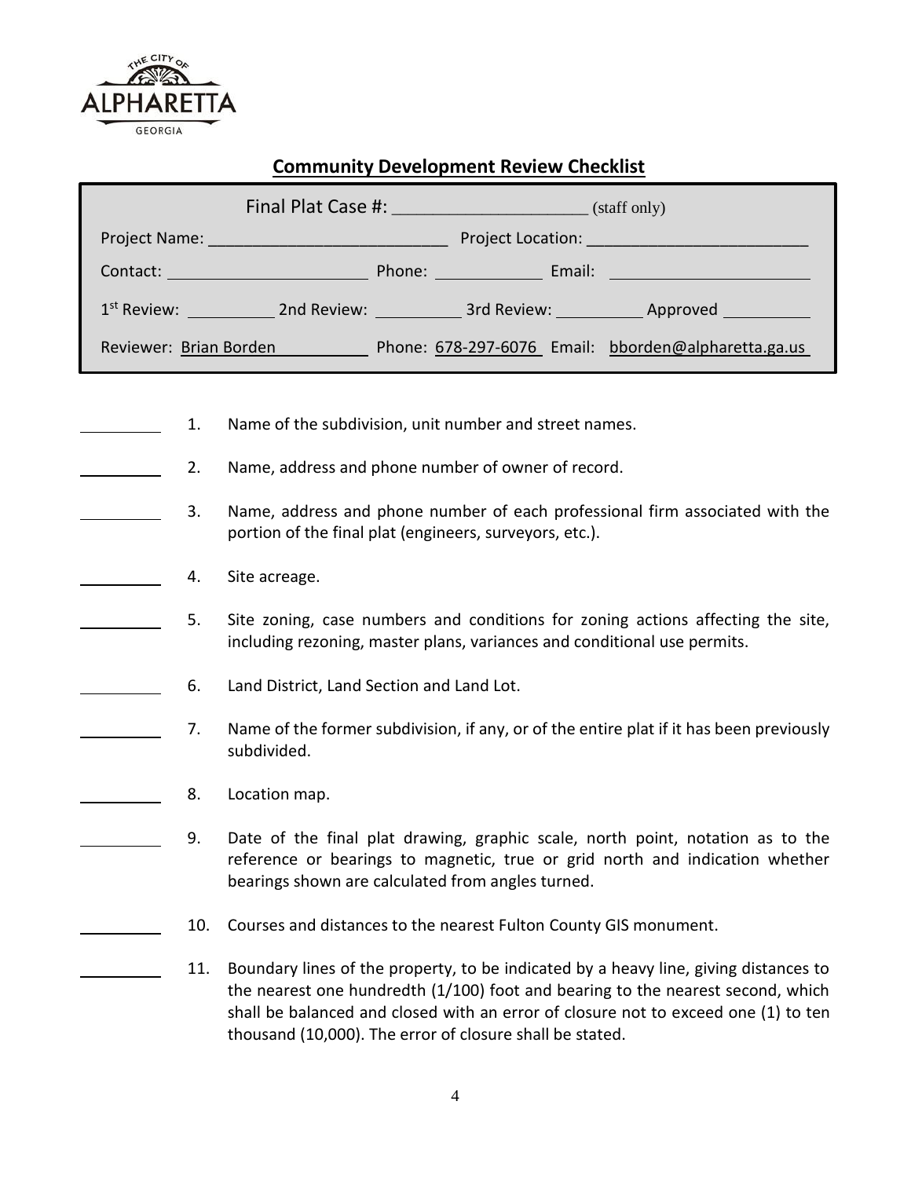THE CITY OF ALPHARETTA GEORGIA

## Community Development Review Checklist

| | | | |
|---|---|---|---|
| Final Plat Case #: ____________________ (staff only) | | | |
| Project Name: ________________________ | | Project Location: ________________________ | |
| Contact: ____________________ | Phone: ____________ | Email: ____________________ | |
| 1st Review: __________ | 2nd Review: __________ | 3rd Review: __________ | Approved __________ |
| Reviewer: Brian Borden | Phone: 678-297-6076 | Email: bborden@alpharetta.ga.us | |

_________ 1. Name of the subdivision, unit number and street names.

_________ 2. Name, address and phone number of owner of record.

_________ 3. Name, address and phone number of each professional firm associated with the portion of the final plat (engineers, surveyors, etc.).

_________ 4. Site acreage.

_________ 5. Site zoning, case numbers and conditions for zoning actions affecting the site, including rezoning, master plans, variances and conditional use permits.

_________ 6. Land District, Land Section and Land Lot.

_________ 7. Name of the former subdivision, if any, or of the entire plat if it has been previously subdivided.

_________ 8. Location map.

_________ 9. Date of the final plat drawing, graphic scale, north point, notation as to the reference or bearings to magnetic, true or grid north and indication whether bearings shown are calculated from angles turned.

_________ 10. Courses and distances to the nearest Fulton County GIS monument.

_________ 11. Boundary lines of the property, to be indicated by a heavy line, giving distances to the nearest one hundredth (1/100) foot and bearing to the nearest second, which shall be balanced and closed with an error of closure not to exceed one (1) to ten thousand (10,000). The error of closure shall be stated.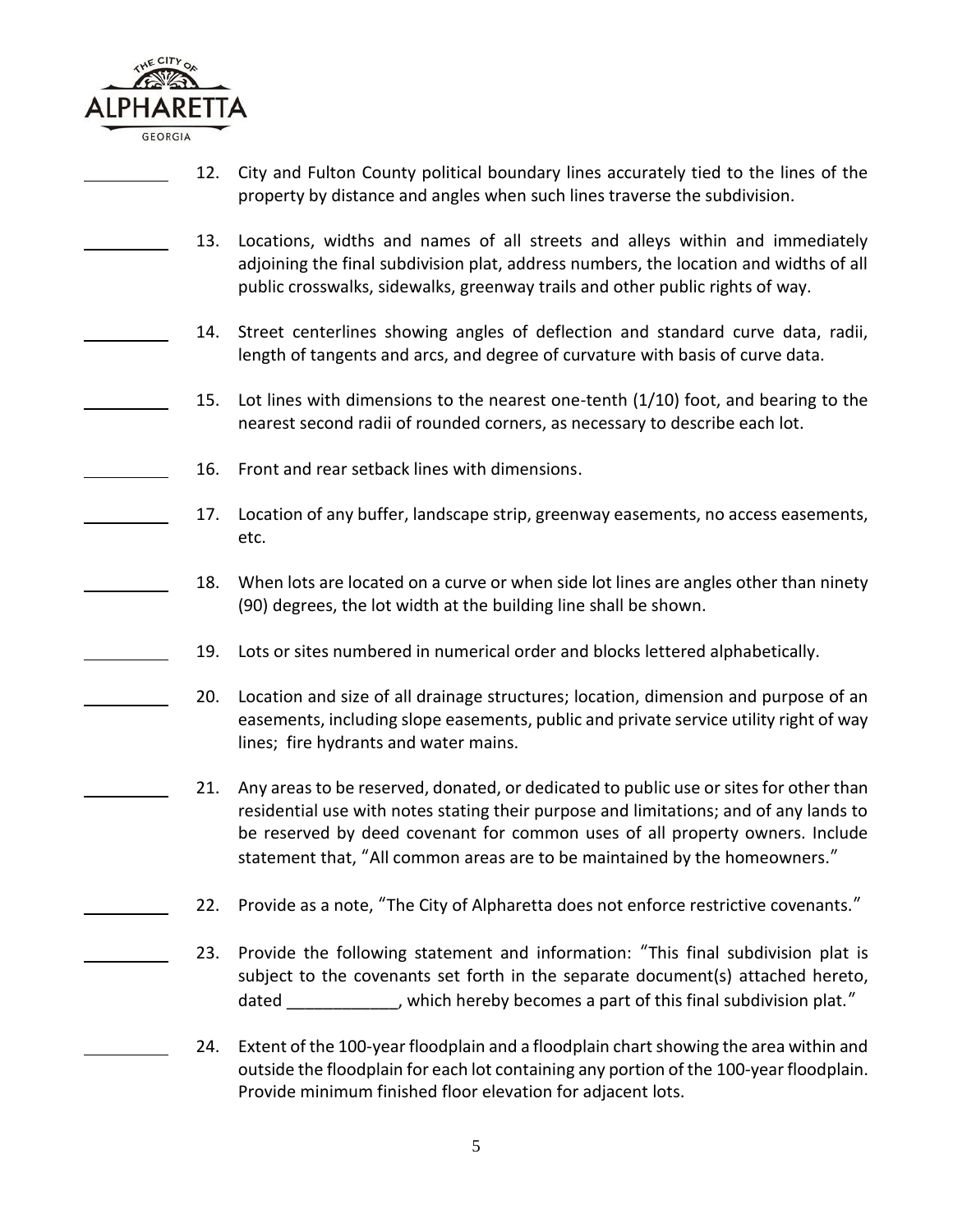_________ 12. City and Fulton County political boundary lines accurately tied to the lines of the property by distance and angles when such lines traverse the subdivision.

_________ 13. Locations, widths and names of all streets and alleys within and immediately adjoining the final subdivision plat, address numbers, the location and widths of all public crosswalks, sidewalks, greenway trails and other public rights of way.

_________ 14. Street centerlines showing angles of deflection and standard curve data, radii, length of tangents and arcs, and degree of curvature with basis of curve data.

_________ 15. Lot lines with dimensions to the nearest one-tenth (1/10) foot, and bearing to the nearest second radii of rounded corners, as necessary to describe each lot.

_________ 16. Front and rear setback lines with dimensions.

_________ 17. Location of any buffer, landscape strip, greenway easements, no access easements, etc.

_________ 18. When lots are located on a curve or when side lot lines are angles other than ninety (90) degrees, the lot width at the building line shall be shown.

_________ 19. Lots or sites numbered in numerical order and blocks lettered alphabetically.

_________ 20. Location and size of all drainage structures; location, dimension and purpose of an easements, including slope easements, public and private service utility right of way lines; fire hydrants and water mains.

_________ 21. Any areas to be reserved, donated, or dedicated to public use or sites for other than residential use with notes stating their purpose and limitations; and of any lands to be reserved by deed covenant for common uses of all property owners. Include statement that, "All common areas are to be maintained by the homeowners."

_________ 22. Provide as a note, "The City of Alpharetta does not enforce restrictive covenants."

_________ 23. Provide the following statement and information: "This final subdivision plat is subject to the covenants set forth in the separate document(s) attached hereto, dated ____________, which hereby becomes a part of this final subdivision plat."

_________ 24. Extent of the 100-year floodplain and a floodplain chart showing the area within and outside the floodplain for each lot containing any portion of the 100-year floodplain. Provide minimum finished floor elevation for adjacent lots.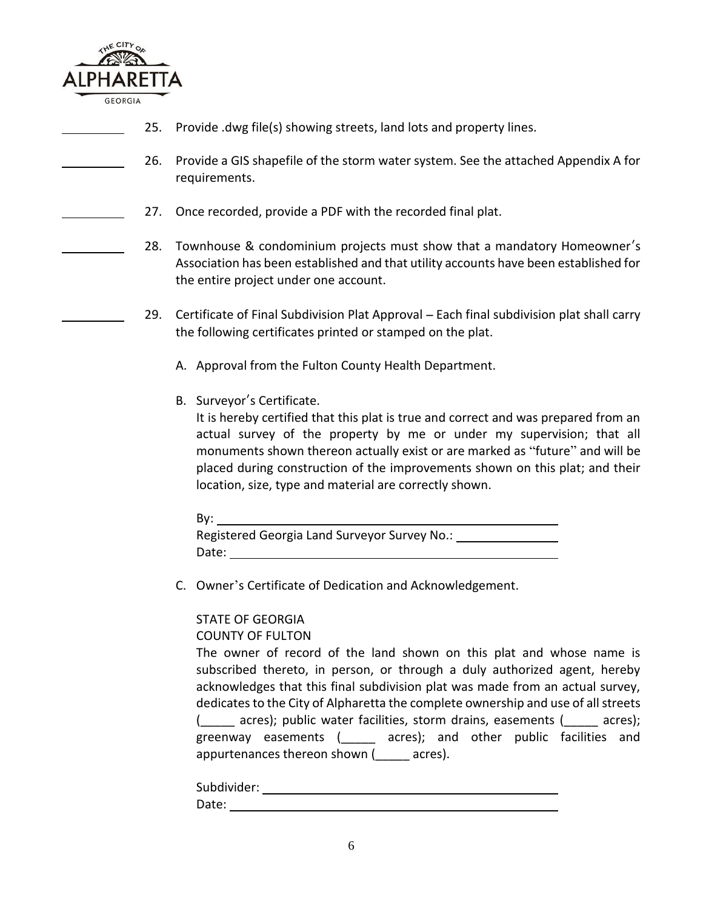_______ 25. Provide .dwg file(s) showing streets, land lots and property lines.

_______ 26. Provide a GIS shapefile of the storm water system. See the attached Appendix A for requirements.

_______ 27. Once recorded, provide a PDF with the recorded final plat.

_______ 28. Townhouse & condominium projects must show that a mandatory Homeowner's Association has been established and that utility accounts have been established for the entire project under one account.

_______ 29. Certificate of Final Subdivision Plat Approval – Each final subdivision plat shall carry the following certificates printed or stamped on the plat.

A. Approval from the Fulton County Health Department.

B. Surveyor's Certificate.
It is hereby certified that this plat is true and correct and was prepared from an actual survey of the property by me or under my supervision; that all monuments shown thereon actually exist or are marked as "future" and will be placed during construction of the improvements shown on this plat; and their location, size, type and material are correctly shown.

By: ______________________________________________
Registered Georgia Land Surveyor Survey No.: ______________
Date: ____________________________________________

C. Owner's Certificate of Dedication and Acknowledgement.

STATE OF GEORGIA
COUNTY OF FULTON
The owner of record of the land shown on this plat and whose name is subscribed thereto, in person, or through a duly authorized agent, hereby acknowledges that this final subdivision plat was made from an actual survey, dedicates to the City of Alpharetta the complete ownership and use of all streets (_____ acres); public water facilities, storm drains, easements (_____ acres); greenway easements (_____ acres); and other public facilities and appurtenances thereon shown (_____ acres).

Subdivider: ________________________________________
Date: ____________________________________________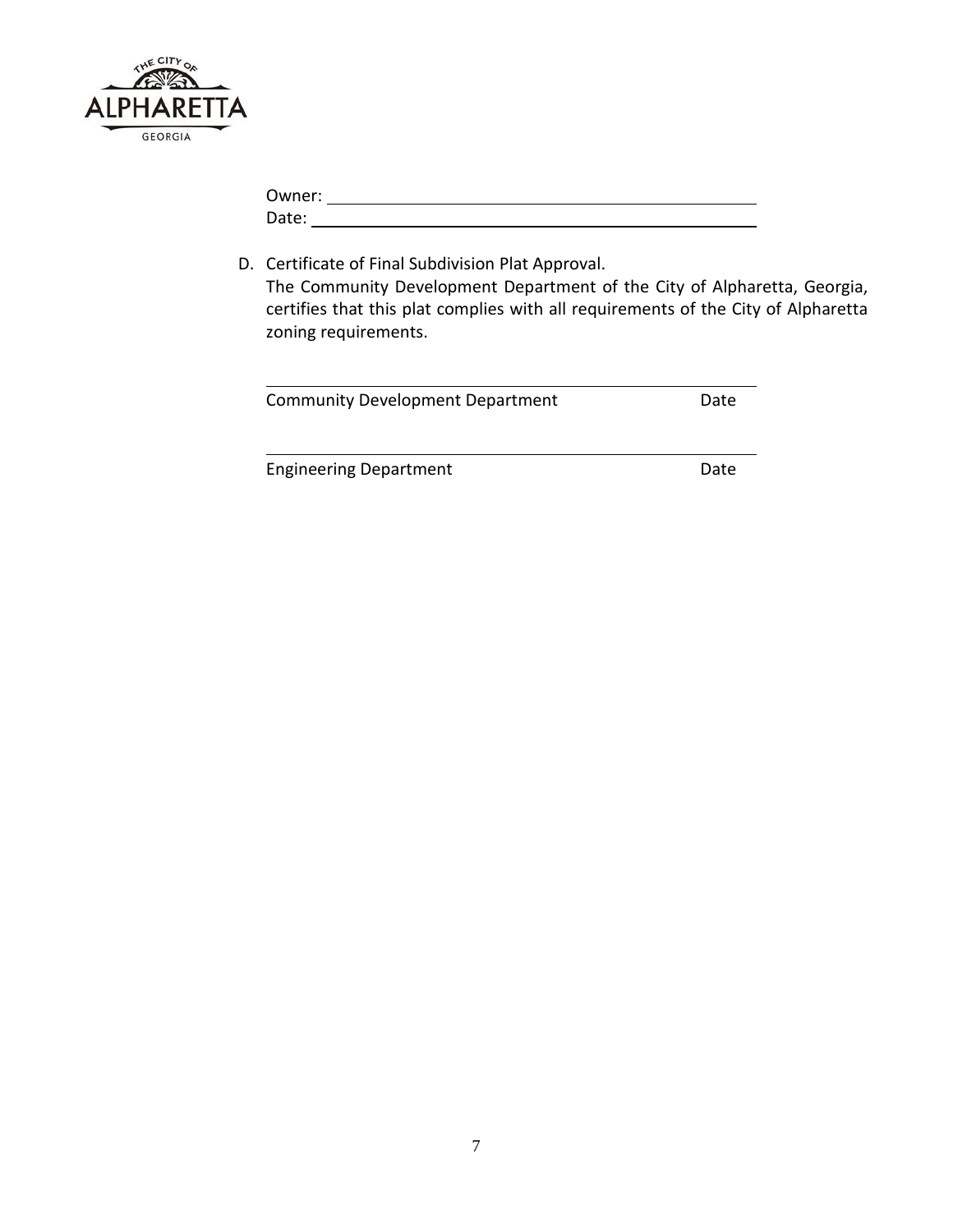Owner: ______________________________________________

Date: _______________________________________________

D. Certificate of Final Subdivision Plat Approval.
   The Community Development Department of the City of Alpharetta, Georgia, certifies that this plat complies with all requirements of the City of Alpharetta zoning requirements.

______________________________________________________

Community Development Department                    Date

______________________________________________________

Engineering Department                                        Date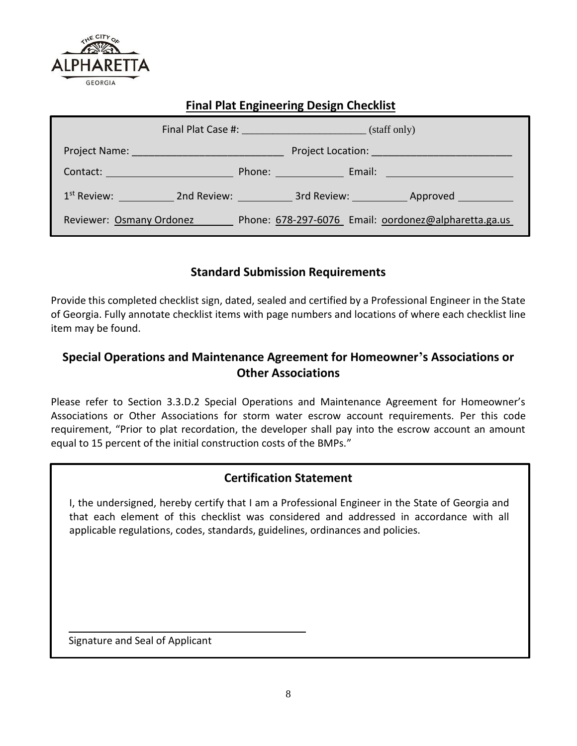THE CITY OF ALPHARETTA GEORGIA

## Final Plat Engineering Design Checklist

Final Plat Case #: ______________________ (staff only)

Project Name: __________________________ Project Location: ________________________

Contact: ______________________ Phone: ____________ Email: ______________________

1st Review: __________ 2nd Review: __________ 3rd Review: __________ Approved __________

Reviewer: Osmany Ordonez Phone: 678-297-6076 Email: oordonez@alpharetta.ga.us

### Standard Submission Requirements

Provide this completed checklist sign, dated, sealed and certified by a Professional Engineer in the State of Georgia. Fully annotate checklist items with page numbers and locations of where each checklist line item may be found.

### Special Operations and Maintenance Agreement for Homeowner's Associations or Other Associations

Please refer to Section 3.3.D.2 Special Operations and Maintenance Agreement for Homeowner's Associations or Other Associations for storm water escrow account requirements. Per this code requirement, "Prior to plat recordation, the developer shall pay into the escrow account an amount equal to 15 percent of the initial construction costs of the BMPs."

### Certification Statement

I, the undersigned, hereby certify that I am a Professional Engineer in the State of Georgia and that each element of this checklist was considered and addressed in accordance with all applicable regulations, codes, standards, guidelines, ordinances and policies.

_______________________________________

Signature and Seal of Applicant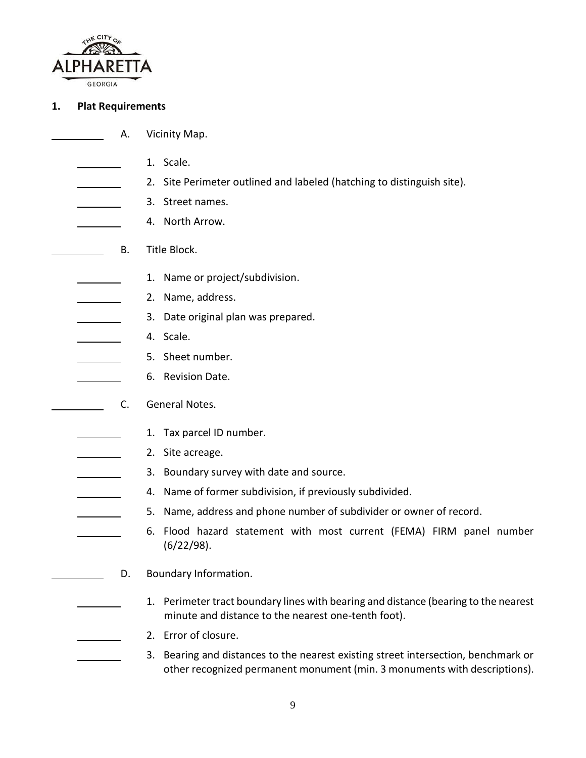## 1. Plat Requirements

_____ A. Vicinity Map.

- _____ 1. Scale.
- _____ 2. Site Perimeter outlined and labeled (hatching to distinguish site).
- _____ 3. Street names.
- _____ 4. North Arrow.

_____ B. Title Block.

- _____ 1. Name or project/subdivision.
- _____ 2. Name, address.
- _____ 3. Date original plan was prepared.
- _____ 4. Scale.
- _____ 5. Sheet number.
- _____ 6. Revision Date.

_____ C. General Notes.

- _____ 1. Tax parcel ID number.
- _____ 2. Site acreage.
- _____ 3. Boundary survey with date and source.
- _____ 4. Name of former subdivision, if previously subdivided.
- _____ 5. Name, address and phone number of subdivider or owner of record.
- _____ 6. Flood hazard statement with most current (FEMA) FIRM panel number (6/22/98).

_____ D. Boundary Information.

- _____ 1. Perimeter tract boundary lines with bearing and distance (bearing to the nearest minute and distance to the nearest one-tenth foot).
- _____ 2. Error of closure.
- _____ 3. Bearing and distances to the nearest existing street intersection, benchmark or other recognized permanent monument (min. 3 monuments with descriptions).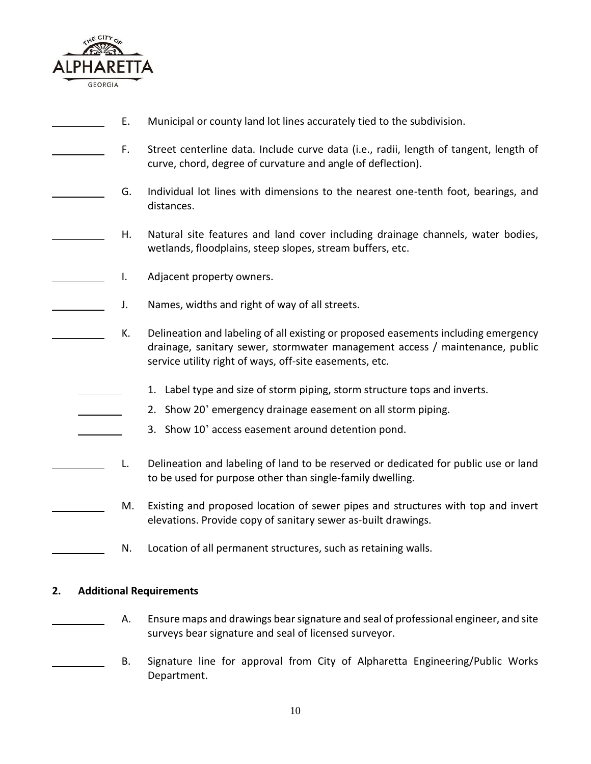\_\_\_\_\_\_\_\_\_ E. Municipal or county land lot lines accurately tied to the subdivision.

\_\_\_\_\_\_\_\_\_ F. Street centerline data. Include curve data (i.e., radii, length of tangent, length of curve, chord, degree of curvature and angle of deflection).

\_\_\_\_\_\_\_\_\_ G. Individual lot lines with dimensions to the nearest one-tenth foot, bearings, and distances.

\_\_\_\_\_\_\_\_\_ H. Natural site features and land cover including drainage channels, water bodies, wetlands, floodplains, steep slopes, stream buffers, etc.

\_\_\_\_\_\_\_\_\_ I. Adjacent property owners.

\_\_\_\_\_\_\_\_\_ J. Names, widths and right of way of all streets.

\_\_\_\_\_\_\_\_\_ K. Delineation and labeling of all existing or proposed easements including emergency drainage, sanitary sewer, stormwater management access / maintenance, public service utility right of ways, off-site easements, etc.

- \_\_\_\_\_\_\_\_ 1. Label type and size of storm piping, storm structure tops and inverts.
- \_\_\_\_\_\_\_\_ 2. Show 20' emergency drainage easement on all storm piping.
- \_\_\_\_\_\_\_\_ 3. Show 10' access easement around detention pond.

\_\_\_\_\_\_\_\_\_ L. Delineation and labeling of land to be reserved or dedicated for public use or land to be used for purpose other than single-family dwelling.

\_\_\_\_\_\_\_\_\_ M. Existing and proposed location of sewer pipes and structures with top and invert elevations. Provide copy of sanitary sewer as-built drawings.

\_\_\_\_\_\_\_\_\_ N. Location of all permanent structures, such as retaining walls.

## 2. Additional Requirements

\_\_\_\_\_\_\_\_\_ A. Ensure maps and drawings bear signature and seal of professional engineer, and site surveys bear signature and seal of licensed surveyor.

\_\_\_\_\_\_\_\_\_ B. Signature line for approval from City of Alpharetta Engineering/Public Works Department.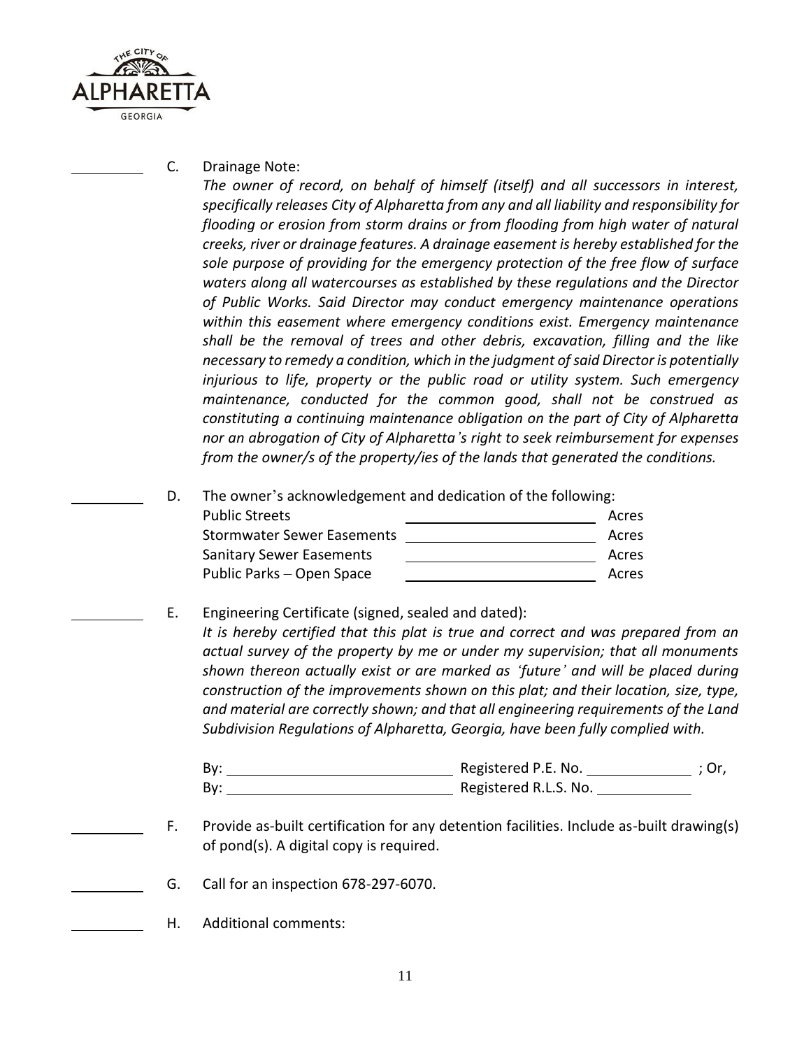\_\_\_\_\_\_\_\_\_\_ C. Drainage Note:

*The owner of record, on behalf of himself (itself) and all successors in interest, specifically releases City of Alpharetta from any and all liability and responsibility for flooding or erosion from storm drains or from flooding from high water of natural creeks, river or drainage features. A drainage easement is hereby established for the sole purpose of providing for the emergency protection of the free flow of surface waters along all watercourses as established by these regulations and the Director of Public Works. Said Director may conduct emergency maintenance operations within this easement where emergency conditions exist. Emergency maintenance shall be the removal of trees and other debris, excavation, filling and the like necessary to remedy a condition, which in the judgment of said Director is potentially injurious to life, property or the public road or utility system. Such emergency maintenance, conducted for the common good, shall not be construed as constituting a continuing maintenance obligation on the part of City of Alpharetta nor an abrogation of City of Alpharetta's right to seek reimbursement for expenses from the owner/s of the property/ies of the lands that generated the conditions.*

\_\_\_\_\_\_\_\_\_\_ D. The owner's acknowledgement and dedication of the following:

| | | |
|---|---|---|
| Public Streets | \_\_\_\_\_\_\_\_\_\_\_\_\_\_\_\_\_\_\_\_ | Acres |
| Stormwater Sewer Easements | \_\_\_\_\_\_\_\_\_\_\_\_\_\_\_\_\_\_\_\_ | Acres |
| Sanitary Sewer Easements | \_\_\_\_\_\_\_\_\_\_\_\_\_\_\_\_\_\_\_\_ | Acres |
| Public Parks – Open Space | \_\_\_\_\_\_\_\_\_\_\_\_\_\_\_\_\_\_\_\_ | Acres |

\_\_\_\_\_\_\_\_\_\_ E. Engineering Certificate (signed, sealed and dated):

*It is hereby certified that this plat is true and correct and was prepared from an actual survey of the property by me or under my supervision; that all monuments shown thereon actually exist or are marked as 'future' and will be placed during construction of the improvements shown on this plat; and their location, size, type, and material are correctly shown; and that all engineering requirements of the Land Subdivision Regulations of Alpharetta, Georgia, have been fully complied with.*

By: \_\_\_\_\_\_\_\_\_\_\_\_\_\_\_\_\_\_\_\_\_\_\_\_\_\_\_\_ Registered P.E. No. \_\_\_\_\_\_\_\_\_\_\_\_ ; Or,

By: \_\_\_\_\_\_\_\_\_\_\_\_\_\_\_\_\_\_\_\_\_\_\_\_\_\_\_\_ Registered R.L.S. No. \_\_\_\_\_\_\_\_\_\_\_\_

\_\_\_\_\_\_\_\_\_\_ F. Provide as-built certification for any detention facilities. Include as-built drawing(s) of pond(s). A digital copy is required.

\_\_\_\_\_\_\_\_\_\_ G. Call for an inspection 678-297-6070.

\_\_\_\_\_\_\_\_\_\_ H. Additional comments: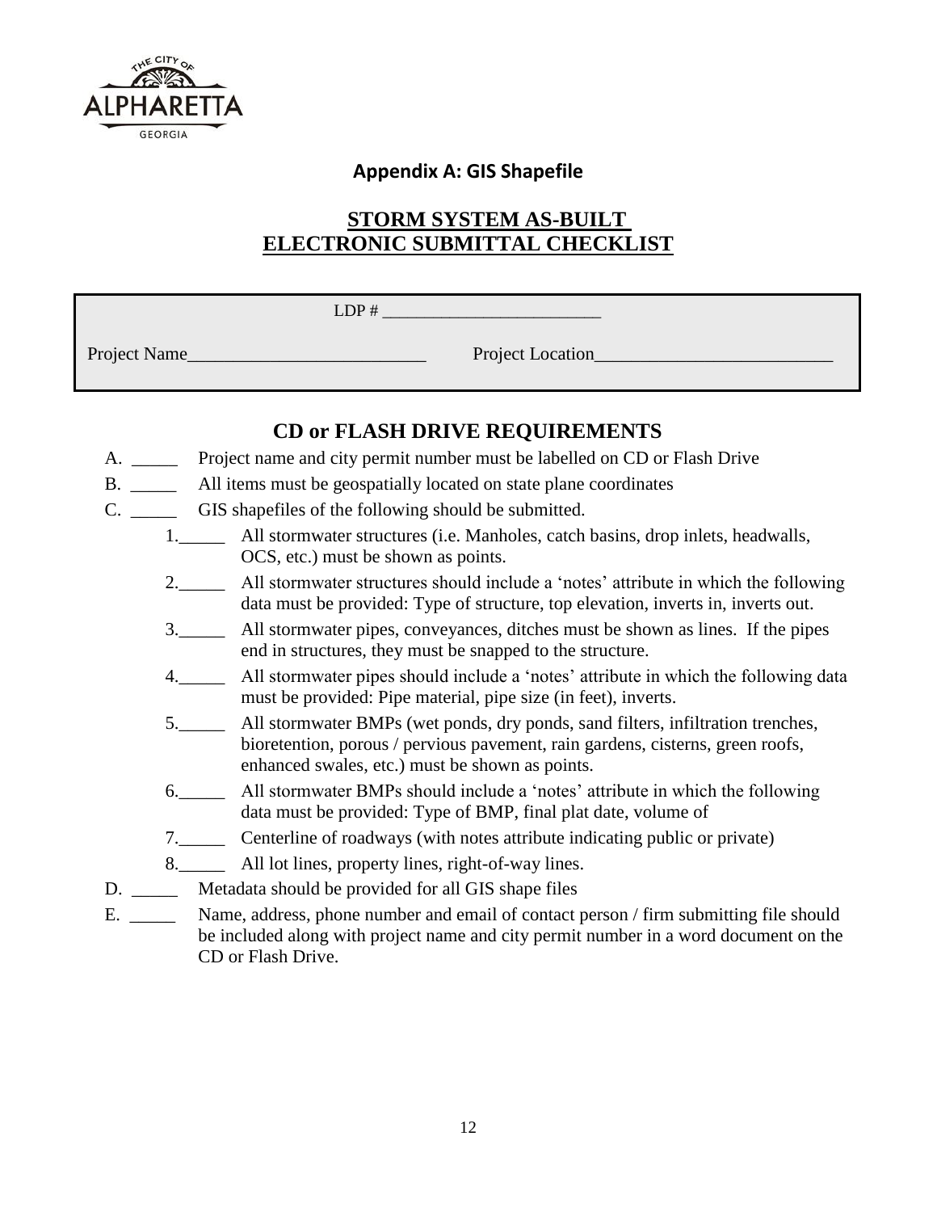## Appendix A: GIS Shapefile

# STORM SYSTEM AS-BUILT ELECTRONIC SUBMITTAL CHECKLIST

LDP # _________________________

Project Name_________________________ Project Location_________________________

## CD or FLASH DRIVE REQUIREMENTS

A. _____ Project name and city permit number must be labelled on CD or Flash Drive

B. _____ All items must be geospatially located on state plane coordinates

C. _____ GIS shapefiles of the following should be submitted.

1._____ All stormwater structures (i.e. Manholes, catch basins, drop inlets, headwalls, OCS, etc.) must be shown as points.

2._____ All stormwater structures should include a 'notes' attribute in which the following data must be provided: Type of structure, top elevation, inverts in, inverts out.

3._____ All stormwater pipes, conveyances, ditches must be shown as lines. If the pipes end in structures, they must be snapped to the structure.

4._____ All stormwater pipes should include a 'notes' attribute in which the following data must be provided: Pipe material, pipe size (in feet), inverts.

5._____ All stormwater BMPs (wet ponds, dry ponds, sand filters, infiltration trenches, bioretention, porous / pervious pavement, rain gardens, cisterns, green roofs, enhanced swales, etc.) must be shown as points.

6._____ All stormwater BMPs should include a 'notes' attribute in which the following data must be provided: Type of BMP, final plat date, volume of

7._____ Centerline of roadways (with notes attribute indicating public or private)

8._____ All lot lines, property lines, right-of-way lines.

D. _____ Metadata should be provided for all GIS shape files

E. _____ Name, address, phone number and email of contact person / firm submitting file should be included along with project name and city permit number in a word document on the CD or Flash Drive.